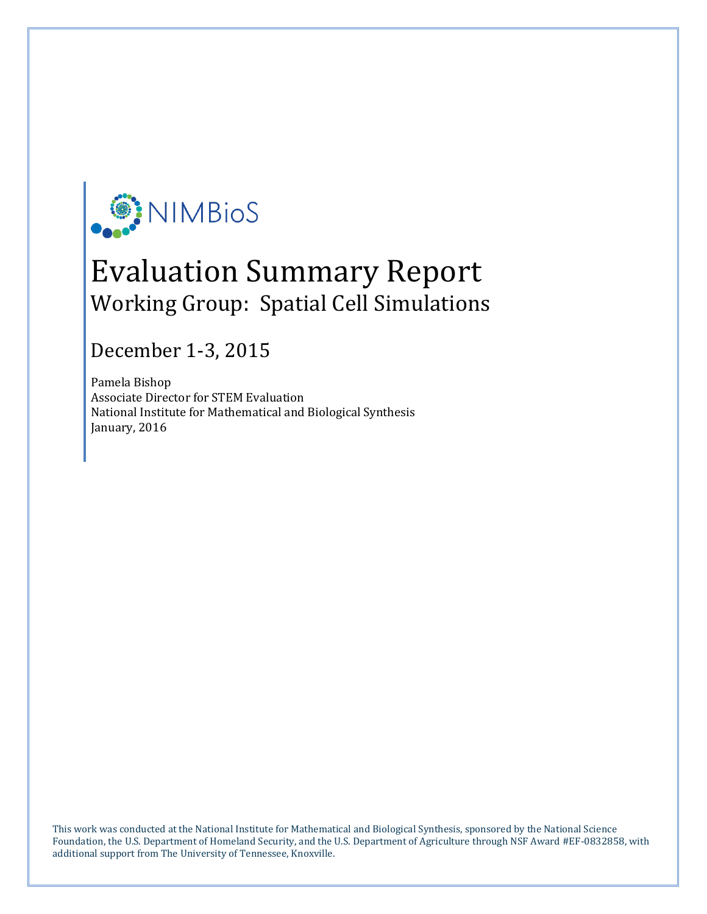NIMBioS

# Evaluation Summary Report

## Working Group: Spatial Cell Simulations

### December 1-3, 2015

Pamela Bishop
Associate Director for STEM Evaluation
National Institute for Mathematical and Biological Synthesis
January, 2016

This work was conducted at the National Institute for Mathematical and Biological Synthesis, sponsored by the National Science Foundation, the U.S. Department of Homeland Security, and the U.S. Department of Agriculture through NSF Award #EF-0832858, with additional support from The University of Tennessee, Knoxville.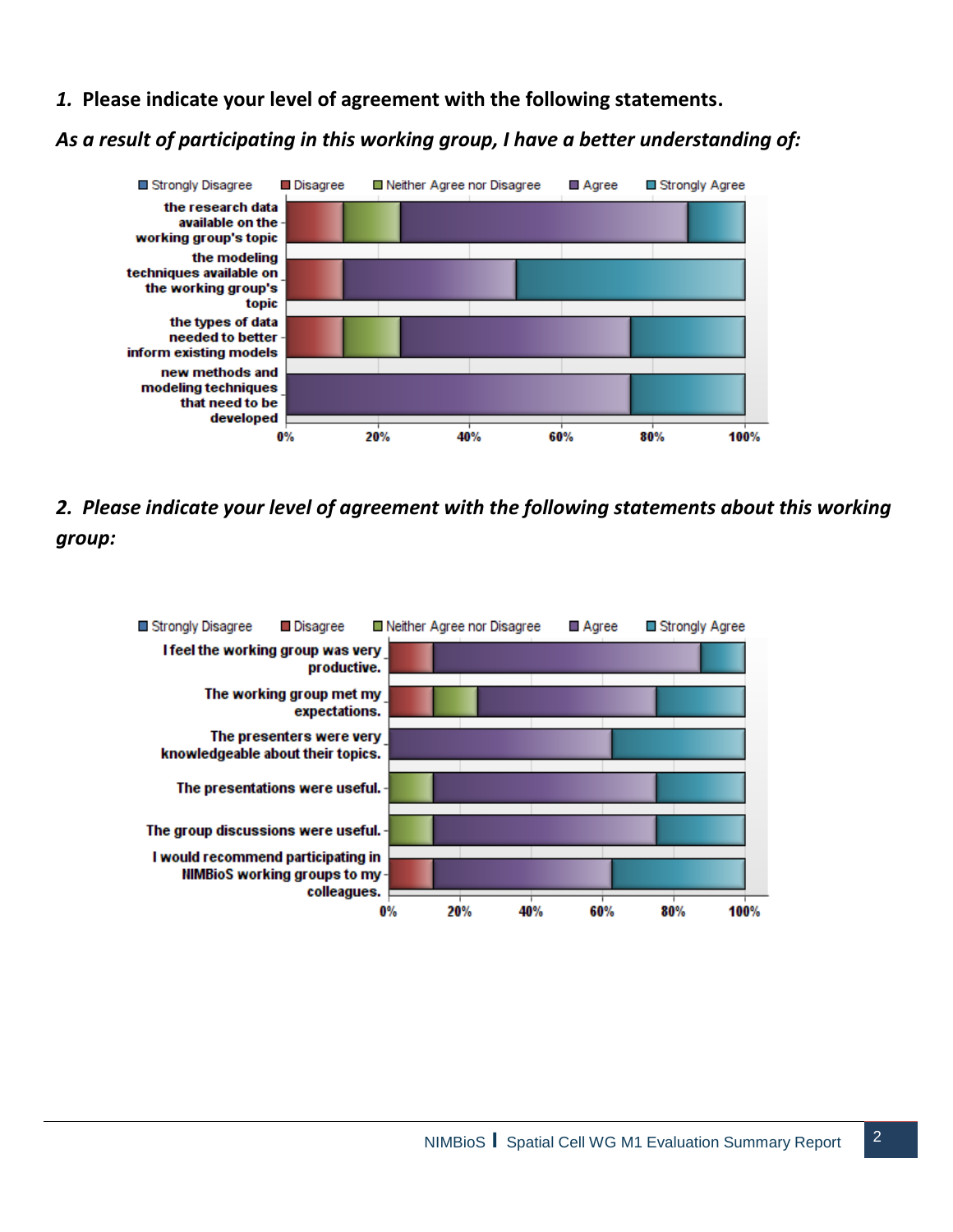*1.* **Please indicate your level of agreement with the following statements.**

***As a result of participating in this working group, I have a better understanding of:***

| | Strongly Disagree | Disagree | Neither Agree nor Disagree | Agree | Strongly Agree |
|---|---|---|---|---|---|
| the research data available on the working group's topic | 0% | 12.5% | 12.5% | 62.5% | 12.5% |
| the modeling techniques available on the working group's topic | 0% | 12.5% | 0% | 37.5% | 50% |
| the types of data needed to better inform existing models | 0% | 12.5% | 12.5% | 50% | 25% |
| new methods and modeling techniques that need to be developed | 0% | 0% | 0% | 75% | 25% |

***2. Please indicate your level of agreement with the following statements about this working group:***

| | Strongly Disagree | Disagree | Neither Agree nor Disagree | Agree | Strongly Agree |
|---|---|---|---|---|---|
| I feel the working group was very productive. | 0% | 12.5% | 0% | 75% | 12.5% |
| The working group met my expectations. | 0% | 12.5% | 12.5% | 50% | 25% |
| The presenters were very knowledgeable about their topics. | 0% | 0% | 0% | 62.5% | 37.5% |
| The presentations were useful. | 0% | 0% | 12.5% | 62.5% | 25% |
| The group discussions were useful. | 0% | 0% | 12.5% | 62.5% | 25% |
| I would recommend participating in NIMBioS working groups to my colleagues. | 0% | 12.5% | 0% | 50% | 37.5% |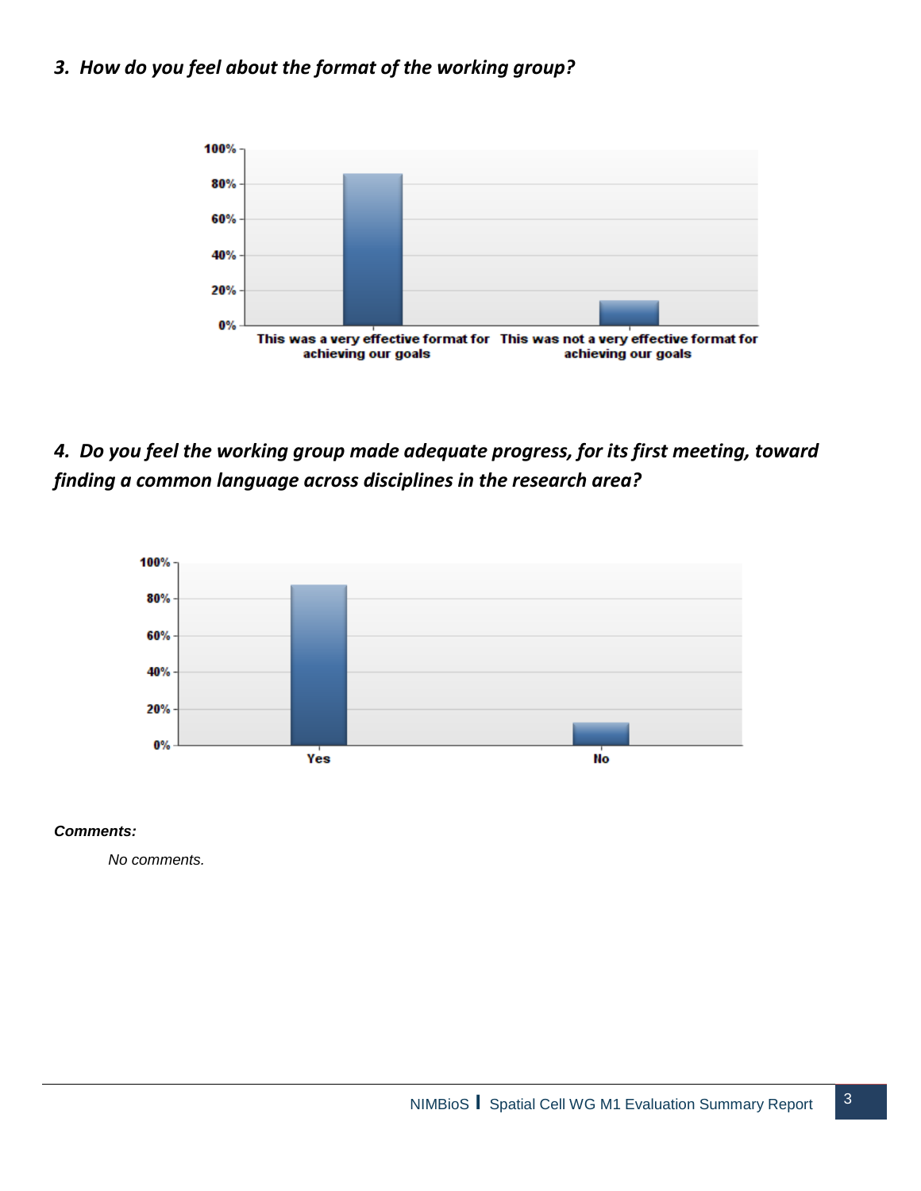### *3. How do you feel about the format of the working group?*

| Response | Percent |
| --- | --- |
| This was a very effective format for achieving our goals | ~86% |
| This was not a very effective format for achieving our goals | ~14% |

### *4. Do you feel the working group made adequate progress, for its first meeting, toward finding a common language across disciplines in the research area?*

| Response | Percent |
| --- | --- |
| Yes | ~88% |
| No | ~12% |

***Comments:***

*No comments.*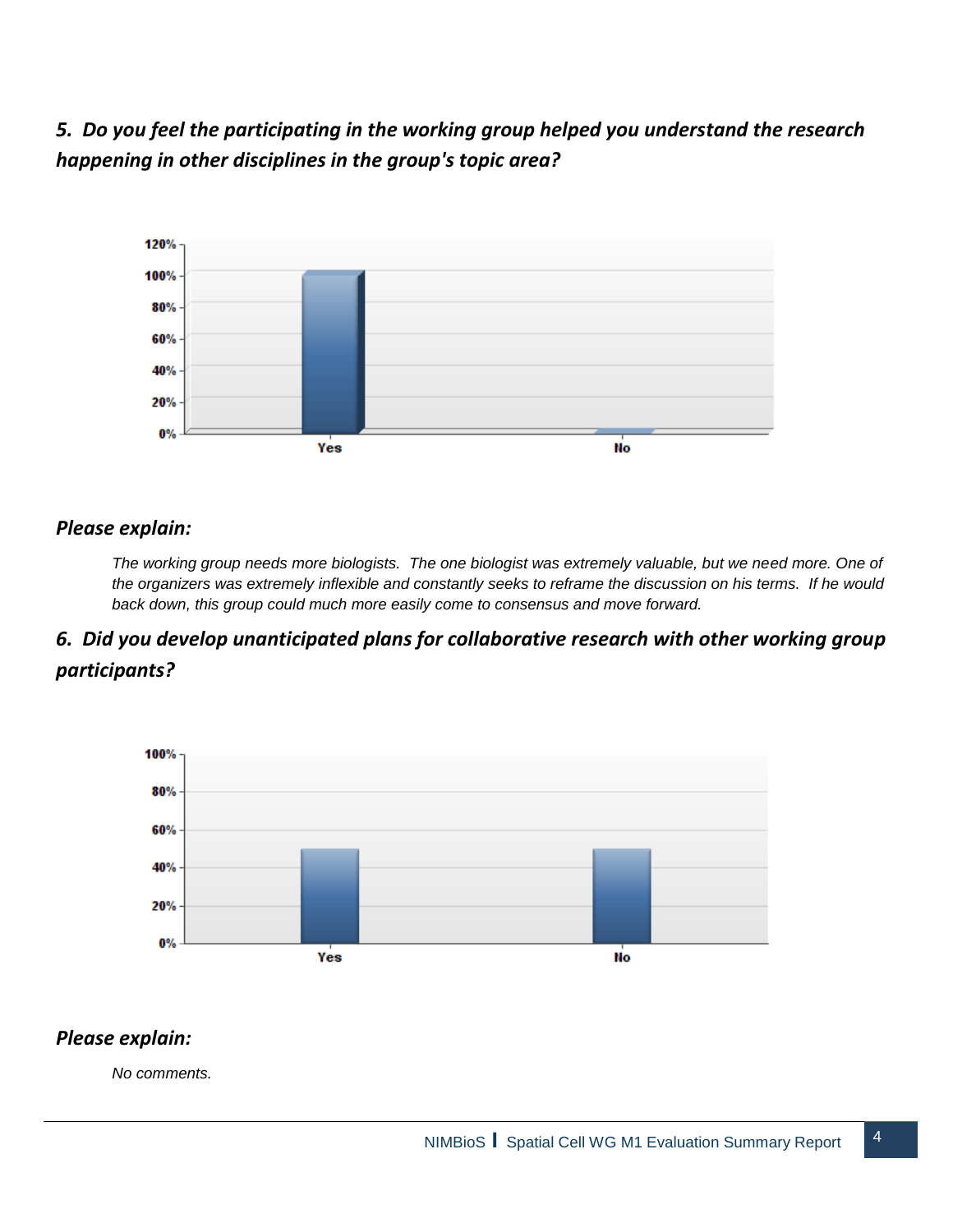***5. Do you feel the participating in the working group helped you understand the research happening in other disciplines in the group's topic area?***

***Please explain:***

*The working group needs more biologists. The one biologist was extremely valuable, but we need more. One of the organizers was extremely inflexible and constantly seeks to reframe the discussion on his terms. If he would back down, this group could much more easily come to consensus and move forward.*

***6. Did you develop unanticipated plans for collaborative research with other working group participants?***

***Please explain:***

*No comments.*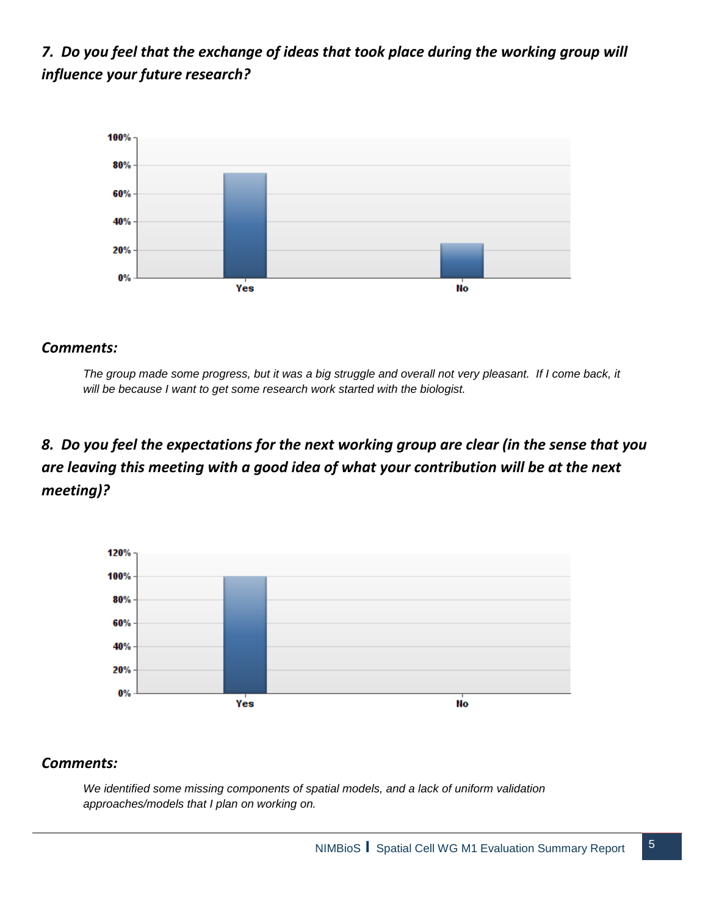### *7. Do you feel that the exchange of ideas that took place during the working group will influence your future research?*

### *Comments:*

*The group made some progress, but it was a big struggle and overall not very pleasant. If I come back, it will be because I want to get some research work started with the biologist.*

### *8. Do you feel the expectations for the next working group are clear (in the sense that you are leaving this meeting with a good idea of what your contribution will be at the next meeting)?*

### *Comments:*

*We identified some missing components of spatial models, and a lack of uniform validation approaches/models that I plan on working on.*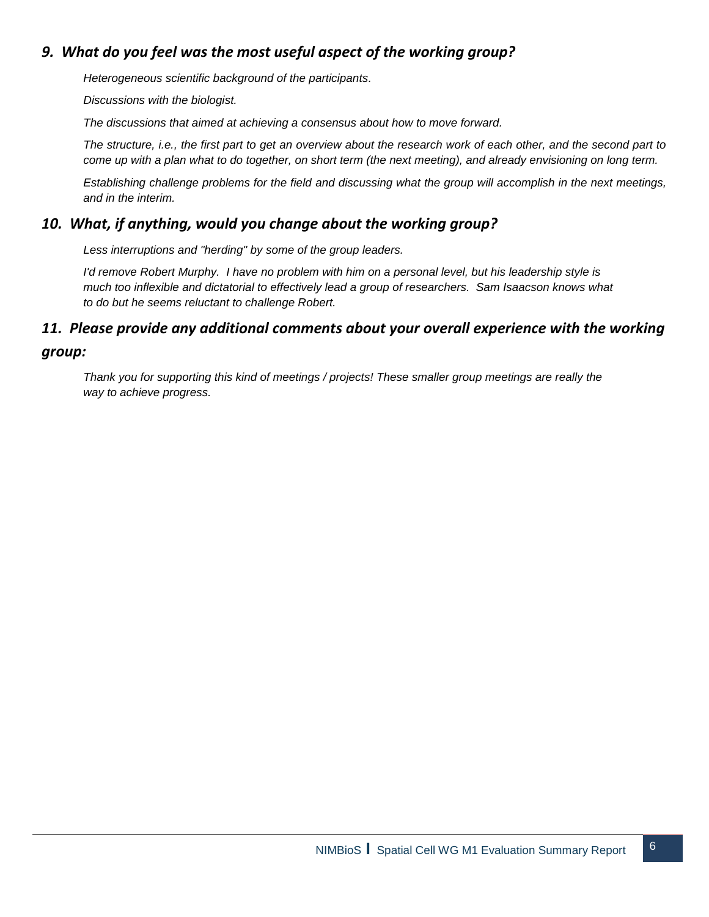### *9. What do you feel was the most useful aspect of the working group?*

*Heterogeneous scientific background of the participants.*

*Discussions with the biologist.*

*The discussions that aimed at achieving a consensus about how to move forward.*

*The structure, i.e., the first part to get an overview about the research work of each other, and the second part to come up with a plan what to do together, on short term (the next meeting), and already envisioning on long term.*

*Establishing challenge problems for the field and discussing what the group will accomplish in the next meetings, and in the interim.*

### *10. What, if anything, would you change about the working group?*

*Less interruptions and "herding" by some of the group leaders.*

*I'd remove Robert Murphy. I have no problem with him on a personal level, but his leadership style is much too inflexible and dictatorial to effectively lead a group of researchers. Sam Isaacson knows what to do but he seems reluctant to challenge Robert.*

### *11. Please provide any additional comments about your overall experience with the working group:*

*Thank you for supporting this kind of meetings / projects! These smaller group meetings are really the way to achieve progress.*